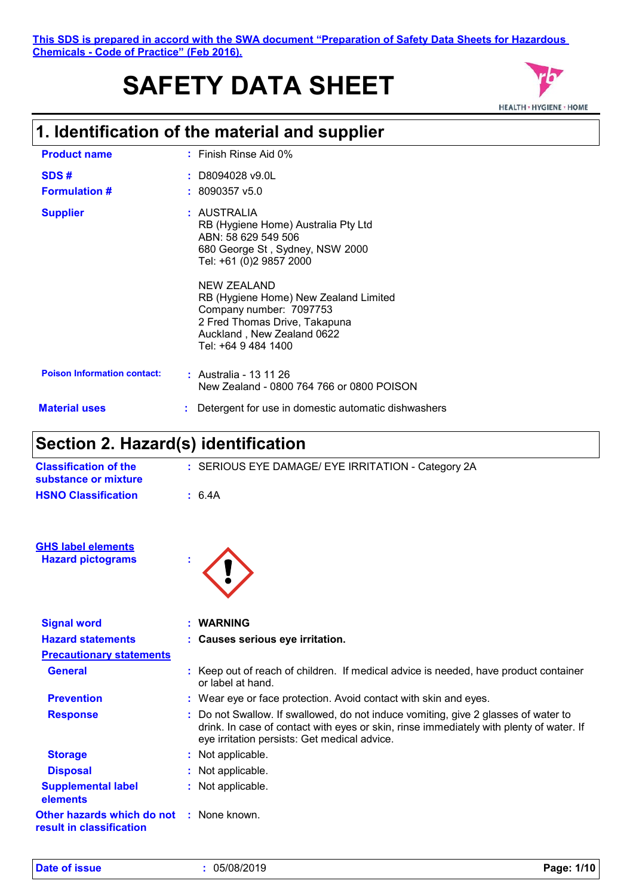This SDS is prepared in accord with the SWA document "Preparation of Safety Data Sheets for Hazardous Chemicals - Code of Practice" (Feb 2016).

# SAFETY DATA SHEET

## 1. Identification of the material and supplier

**Product name** : Finish Rinse Aid 0%

**SDS #** : D8094028 v9.0L

**Formulation #** : 8090357 v5.0

**Supplier** : AUSTRALIA
RB (Hygiene Home) Australia Pty Ltd
ABN: 58 629 549 506
680 George St , Sydney, NSW 2000
Tel: +61 (0)2 9857 2000

NEW ZEALAND
RB (Hygiene Home) New Zealand Limited
Company number: 7097753
2 Fred Thomas Drive, Takapuna
Auckland , New Zealand 0622
Tel: +64 9 484 1400

**Poison Information contact:** : Australia - 13 11 26
New Zealand - 0800 764 766 or 0800 POISON

**Material uses** : Detergent for use in domestic automatic dishwashers

## Section 2. Hazard(s) identification

**Classification of the substance or mixture** : SERIOUS EYE DAMAGE/ EYE IRRITATION - Category 2A

**HSNO Classification** : 6.4A

**GHS label elements**

**Hazard pictograms** :

**Signal word** : **WARNING**

**Hazard statements** : **Causes serious eye irritation.**

**Precautionary statements**

**General** : Keep out of reach of children. If medical advice is needed, have product container or label at hand.

**Prevention** : Wear eye or face protection. Avoid contact with skin and eyes.

**Response** : Do not Swallow. If swallowed, do not induce vomiting, give 2 glasses of water to drink. In case of contact with eyes or skin, rinse immediately with plenty of water. If eye irritation persists: Get medical advice.

**Storage** : Not applicable.

**Disposal** : Not applicable.

**Supplemental label elements** : Not applicable.

**Other hazards which do not result in classification** : None known.

**Date of issue** : 05/08/2019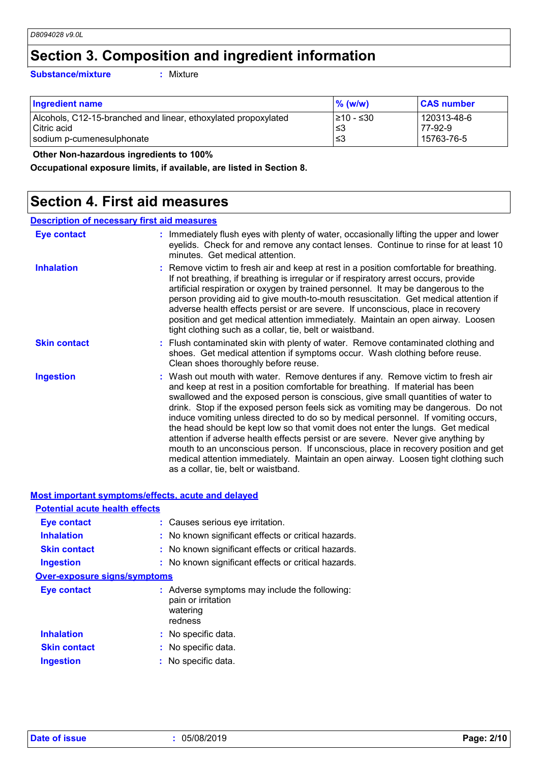# Section 3. Composition and ingredient information

**Substance/mixture** : Mixture

| Ingredient name | % (w/w) | CAS number |
|---|---|---|
| Alcohols, C12-15-branched and linear, ethoxylated propoxylated | ≥10 - ≤30 | 120313-48-6 |
| Citric acid | ≤3 | 77-92-9 |
| sodium p-cumenesulphonate | ≤3 | 15763-76-5 |

**Other Non-hazardous ingredients to 100%**

**Occupational exposure limits, if available, are listed in Section 8.**

# Section 4. First aid measures

## Description of necessary first aid measures

**Eye contact** : Immediately flush eyes with plenty of water, occasionally lifting the upper and lower eyelids. Check for and remove any contact lenses. Continue to rinse for at least 10 minutes. Get medical attention.

**Inhalation** : Remove victim to fresh air and keep at rest in a position comfortable for breathing. If not breathing, if breathing is irregular or if respiratory arrest occurs, provide artificial respiration or oxygen by trained personnel. It may be dangerous to the person providing aid to give mouth-to-mouth resuscitation. Get medical attention if adverse health effects persist or are severe. If unconscious, place in recovery position and get medical attention immediately. Maintain an open airway. Loosen tight clothing such as a collar, tie, belt or waistband.

**Skin contact** : Flush contaminated skin with plenty of water. Remove contaminated clothing and shoes. Get medical attention if symptoms occur. Wash clothing before reuse. Clean shoes thoroughly before reuse.

**Ingestion** : Wash out mouth with water. Remove dentures if any. Remove victim to fresh air and keep at rest in a position comfortable for breathing. If material has been swallowed and the exposed person is conscious, give small quantities of water to drink. Stop if the exposed person feels sick as vomiting may be dangerous. Do not induce vomiting unless directed to do so by medical personnel. If vomiting occurs, the head should be kept low so that vomit does not enter the lungs. Get medical attention if adverse health effects persist or are severe. Never give anything by mouth to an unconscious person. If unconscious, place in recovery position and get medical attention immediately. Maintain an open airway. Loosen tight clothing such as a collar, tie, belt or waistband.

## Most important symptoms/effects, acute and delayed

### Potential acute health effects

**Eye contact** : Causes serious eye irritation.

**Inhalation** : No known significant effects or critical hazards.

**Skin contact** : No known significant effects or critical hazards.

**Ingestion** : No known significant effects or critical hazards.

### Over-exposure signs/symptoms

**Eye contact** : Adverse symptoms may include the following:
pain or irritation
watering
redness

**Inhalation** : No specific data.

**Skin contact** : No specific data.

**Ingestion** : No specific data.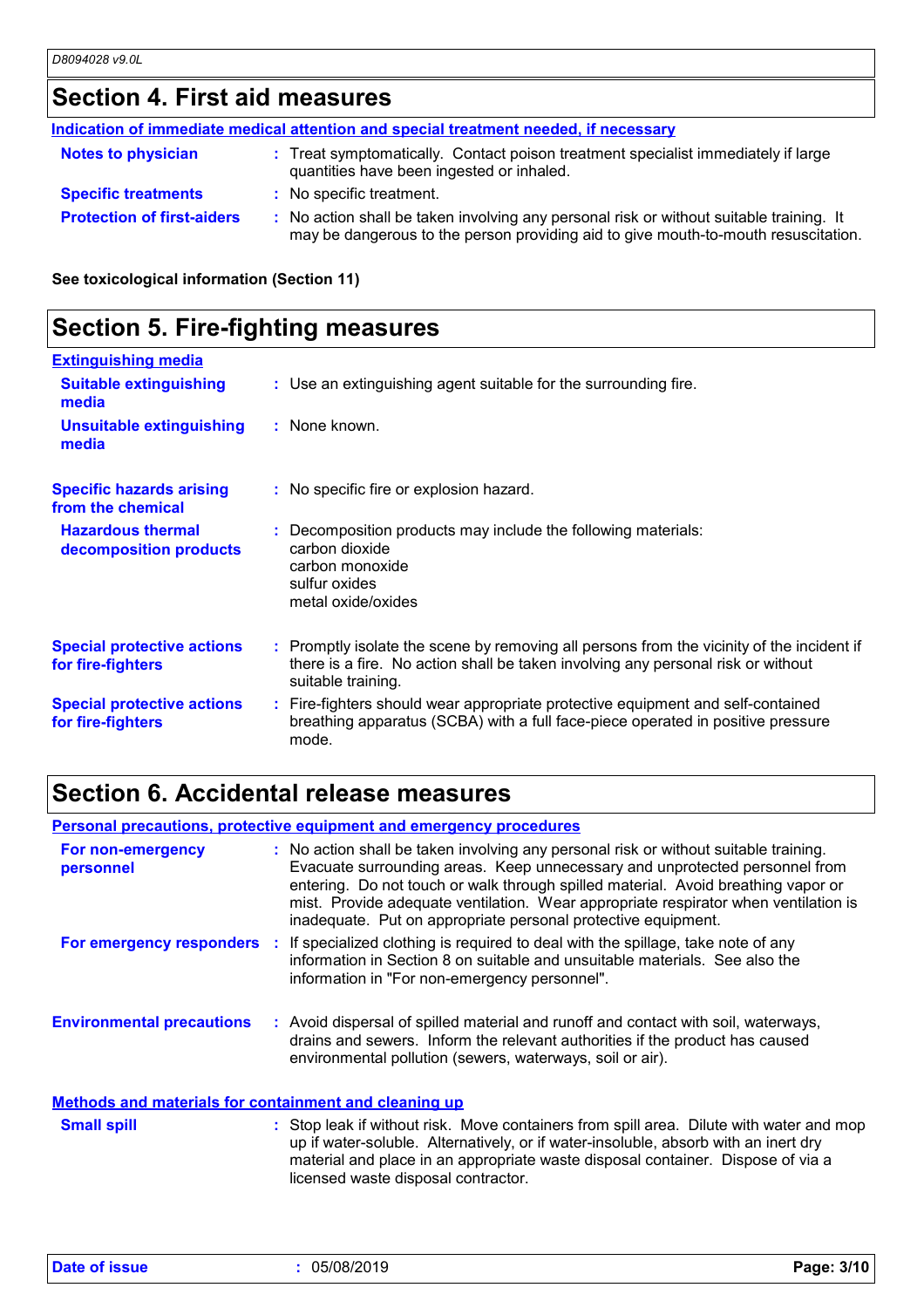## Section 4. First aid measures

**Indication of immediate medical attention and special treatment needed, if necessary**

| | |
|---|---|
| **Notes to physician** | : Treat symptomatically. Contact poison treatment specialist immediately if large quantities have been ingested or inhaled. |
| **Specific treatments** | : No specific treatment. |
| **Protection of first-aiders** | : No action shall be taken involving any personal risk or without suitable training. It may be dangerous to the person providing aid to give mouth-to-mouth resuscitation. |

**See toxicological information (Section 11)**

## Section 5. Fire-fighting measures

**Extinguishing media**

| | |
|---|---|
| **Suitable extinguishing media** | : Use an extinguishing agent suitable for the surrounding fire. |
| **Unsuitable extinguishing media** | : None known. |
| **Specific hazards arising from the chemical** | : No specific fire or explosion hazard. |
| **Hazardous thermal decomposition products** | : Decomposition products may include the following materials: carbon dioxide carbon monoxide sulfur oxides metal oxide/oxides |
| **Special protective actions for fire-fighters** | : Promptly isolate the scene by removing all persons from the vicinity of the incident if there is a fire. No action shall be taken involving any personal risk or without suitable training. |
| **Special protective actions for fire-fighters** | : Fire-fighters should wear appropriate protective equipment and self-contained breathing apparatus (SCBA) with a full face-piece operated in positive pressure mode. |

## Section 6. Accidental release measures

**Personal precautions, protective equipment and emergency procedures**

| | |
|---|---|
| **For non-emergency personnel** | : No action shall be taken involving any personal risk or without suitable training. Evacuate surrounding areas. Keep unnecessary and unprotected personnel from entering. Do not touch or walk through spilled material. Avoid breathing vapor or mist. Provide adequate ventilation. Wear appropriate respirator when ventilation is inadequate. Put on appropriate personal protective equipment. |
| **For emergency responders** | : If specialized clothing is required to deal with the spillage, take note of any information in Section 8 on suitable and unsuitable materials. See also the information in "For non-emergency personnel". |
| **Environmental precautions** | : Avoid dispersal of spilled material and runoff and contact with soil, waterways, drains and sewers. Inform the relevant authorities if the product has caused environmental pollution (sewers, waterways, soil or air). |

**Methods and materials for containment and cleaning up**

| | |
|---|---|
| **Small spill** | : Stop leak if without risk. Move containers from spill area. Dilute with water and mop up if water-soluble. Alternatively, or if water-insoluble, absorb with an inert dry material and place in an appropriate waste disposal container. Dispose of via a licensed waste disposal contractor. |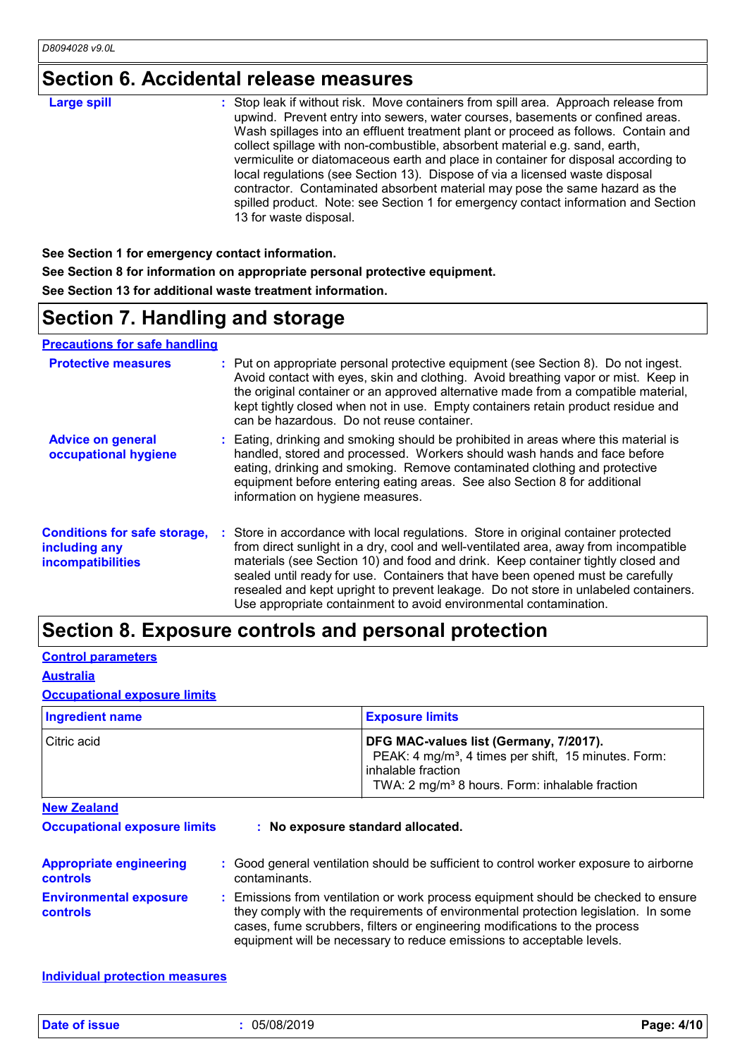## Section 6. Accidental release measures

**Large spill** : Stop leak if without risk. Move containers from spill area. Approach release from upwind. Prevent entry into sewers, water courses, basements or confined areas. Wash spillages into an effluent treatment plant or proceed as follows. Contain and collect spillage with non-combustible, absorbent material e.g. sand, earth, vermiculite or diatomaceous earth and place in container for disposal according to local regulations (see Section 13). Dispose of via a licensed waste disposal contractor. Contaminated absorbent material may pose the same hazard as the spilled product. Note: see Section 1 for emergency contact information and Section 13 for waste disposal.

**See Section 1 for emergency contact information.**

**See Section 8 for information on appropriate personal protective equipment.**

**See Section 13 for additional waste treatment information.**

## Section 7. Handling and storage

**Precautions for safe handling**

**Protective measures** : Put on appropriate personal protective equipment (see Section 8). Do not ingest. Avoid contact with eyes, skin and clothing. Avoid breathing vapor or mist. Keep in the original container or an approved alternative made from a compatible material, kept tightly closed when not in use. Empty containers retain product residue and can be hazardous. Do not reuse container.

**Advice on general occupational hygiene** : Eating, drinking and smoking should be prohibited in areas where this material is handled, stored and processed. Workers should wash hands and face before eating, drinking and smoking. Remove contaminated clothing and protective equipment before entering eating areas. See also Section 8 for additional information on hygiene measures.

**Conditions for safe storage, including any incompatibilities** : Store in accordance with local regulations. Store in original container protected from direct sunlight in a dry, cool and well-ventilated area, away from incompatible materials (see Section 10) and food and drink. Keep container tightly closed and sealed until ready for use. Containers that have been opened must be carefully resealed and kept upright to prevent leakage. Do not store in unlabeled containers. Use appropriate containment to avoid environmental contamination.

## Section 8. Exposure controls and personal protection

**Control parameters**

**Australia**

**Occupational exposure limits**

| Ingredient name | Exposure limits |
|---|---|
| Citric acid | **DFG MAC-values list (Germany, 7/2017).**<br>PEAK: 4 mg/m³, 4 times per shift, 15 minutes. Form: inhalable fraction<br>TWA: 2 mg/m³ 8 hours. Form: inhalable fraction |

**New Zealand**

**Occupational exposure limits** : **No exposure standard allocated.**

**Appropriate engineering controls** : Good general ventilation should be sufficient to control worker exposure to airborne contaminants.

**Environmental exposure controls** : Emissions from ventilation or work process equipment should be checked to ensure they comply with the requirements of environmental protection legislation. In some cases, fume scrubbers, filters or engineering modifications to the process equipment will be necessary to reduce emissions to acceptable levels.

**Individual protection measures**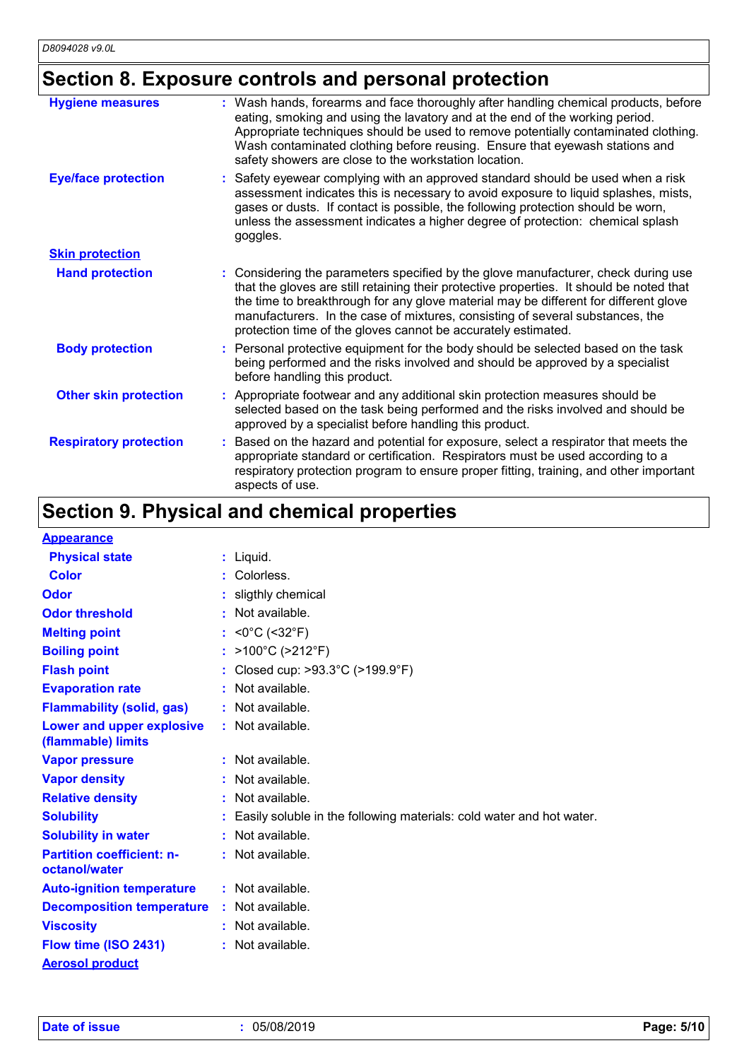## Section 8. Exposure controls and personal protection

| | |
|---|---|
| **Hygiene measures** | : Wash hands, forearms and face thoroughly after handling chemical products, before eating, smoking and using the lavatory and at the end of the working period. Appropriate techniques should be used to remove potentially contaminated clothing. Wash contaminated clothing before reusing. Ensure that eyewash stations and safety showers are close to the workstation location. |
| **Eye/face protection** | : Safety eyewear complying with an approved standard should be used when a risk assessment indicates this is necessary to avoid exposure to liquid splashes, mists, gases or dusts. If contact is possible, the following protection should be worn, unless the assessment indicates a higher degree of protection: chemical splash goggles. |
| **Skin protection** | |
| **Hand protection** | : Considering the parameters specified by the glove manufacturer, check during use that the gloves are still retaining their protective properties. It should be noted that the time to breakthrough for any glove material may be different for different glove manufacturers. In the case of mixtures, consisting of several substances, the protection time of the gloves cannot be accurately estimated. |
| **Body protection** | : Personal protective equipment for the body should be selected based on the task being performed and the risks involved and should be approved by a specialist before handling this product. |
| **Other skin protection** | : Appropriate footwear and any additional skin protection measures should be selected based on the task being performed and the risks involved and should be approved by a specialist before handling this product. |
| **Respiratory protection** | : Based on the hazard and potential for exposure, select a respirator that meets the appropriate standard or certification. Respirators must be used according to a respiratory protection program to ensure proper fitting, training, and other important aspects of use. |

## Section 9. Physical and chemical properties

| | |
|---|---|
| **Appearance** | |
| **Physical state** | : Liquid. |
| **Color** | : Colorless. |
| **Odor** | : sligthly chemical |
| **Odor threshold** | : Not available. |
| **Melting point** | : <0°C (<32°F) |
| **Boiling point** | : >100°C (>212°F) |
| **Flash point** | : Closed cup: >93.3°C (>199.9°F) |
| **Evaporation rate** | : Not available. |
| **Flammability (solid, gas)** | : Not available. |
| **Lower and upper explosive (flammable) limits** | : Not available. |
| **Vapor pressure** | : Not available. |
| **Vapor density** | : Not available. |
| **Relative density** | : Not available. |
| **Solubility** | : Easily soluble in the following materials: cold water and hot water. |
| **Solubility in water** | : Not available. |
| **Partition coefficient: n-octanol/water** | : Not available. |
| **Auto-ignition temperature** | : Not available. |
| **Decomposition temperature** | : Not available. |
| **Viscosity** | : Not available. |
| **Flow time (ISO 2431)** | : Not available. |
| **Aerosol product** | |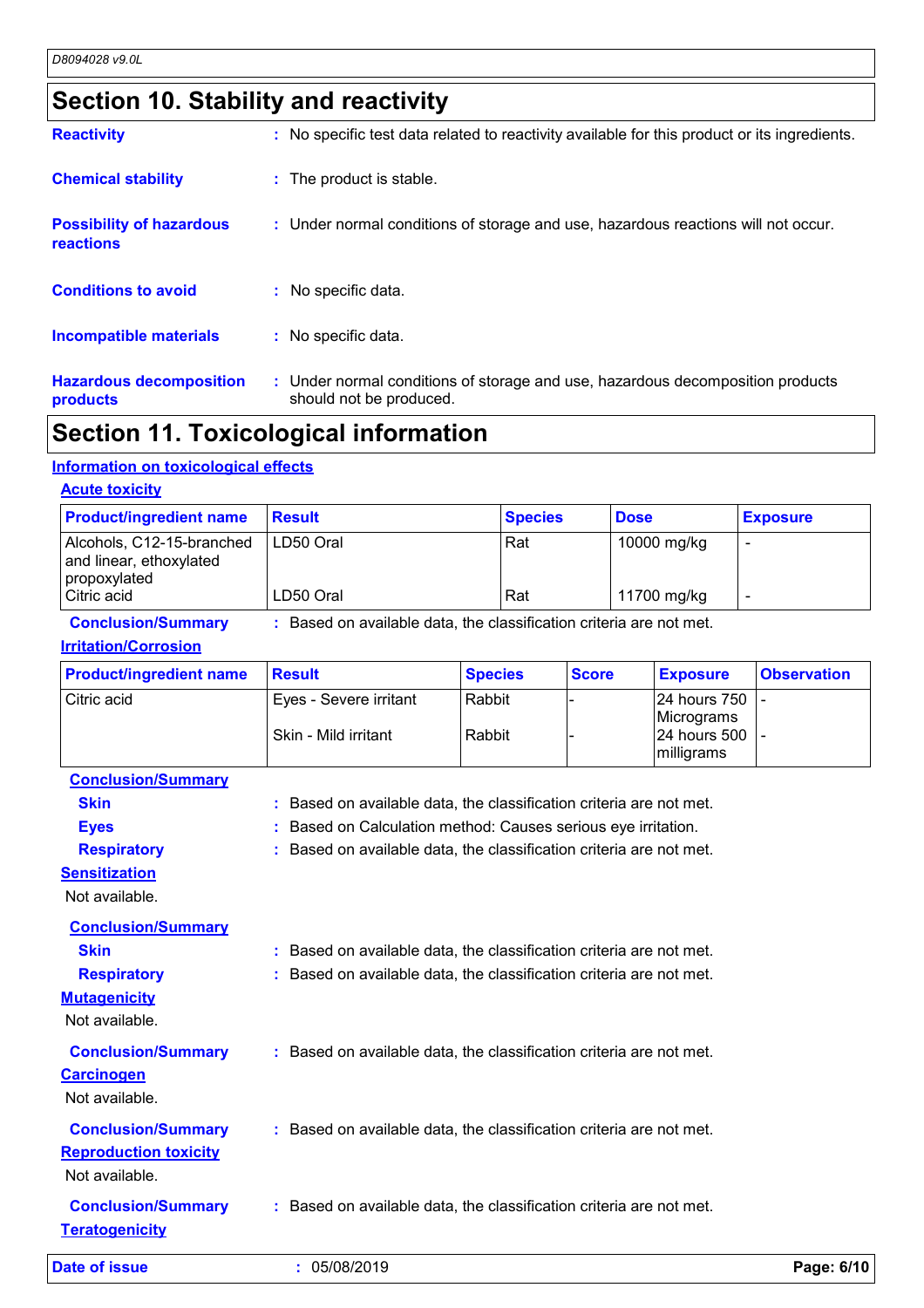## Section 10. Stability and reactivity

**Reactivity** : No specific test data related to reactivity available for this product or its ingredients.

**Chemical stability** : The product is stable.

**Possibility of hazardous reactions** : Under normal conditions of storage and use, hazardous reactions will not occur.

**Conditions to avoid** : No specific data.

**Incompatible materials** : No specific data.

**Hazardous decomposition products** : Under normal conditions of storage and use, hazardous decomposition products should not be produced.

## Section 11. Toxicological information

### Information on toxicological effects

#### Acute toxicity

| Product/ingredient name | Result | Species | Dose | Exposure |
|---|---|---|---|---|
| Alcohols, C12-15-branched and linear, ethoxylated propoxylated | LD50 Oral | Rat | 10000 mg/kg | - |
| Citric acid | LD50 Oral | Rat | 11700 mg/kg | - |

**Conclusion/Summary** : Based on available data, the classification criteria are not met.

#### Irritation/Corrosion

| Product/ingredient name | Result | Species | Score | Exposure | Observation |
|---|---|---|---|---|---|
| Citric acid | Eyes - Severe irritant | Rabbit | - | 24 hours 750 Micrograms | - |
| | Skin - Mild irritant | Rabbit | - | 24 hours 500 milligrams | - |

**Conclusion/Summary**

**Skin** : Based on available data, the classification criteria are not met.

**Eyes** : Based on Calculation method: Causes serious eye irritation.

**Respiratory** : Based on available data, the classification criteria are not met.

#### Sensitization

Not available.

**Conclusion/Summary**

**Skin** : Based on available data, the classification criteria are not met.

**Respiratory** : Based on available data, the classification criteria are not met.

#### Mutagenicity

Not available.

**Conclusion/Summary** : Based on available data, the classification criteria are not met.

#### Carcinogen

Not available.

**Conclusion/Summary** : Based on available data, the classification criteria are not met.

#### Reproduction toxicity

Not available.

**Conclusion/Summary** : Based on available data, the classification criteria are not met.

#### Teratogenicity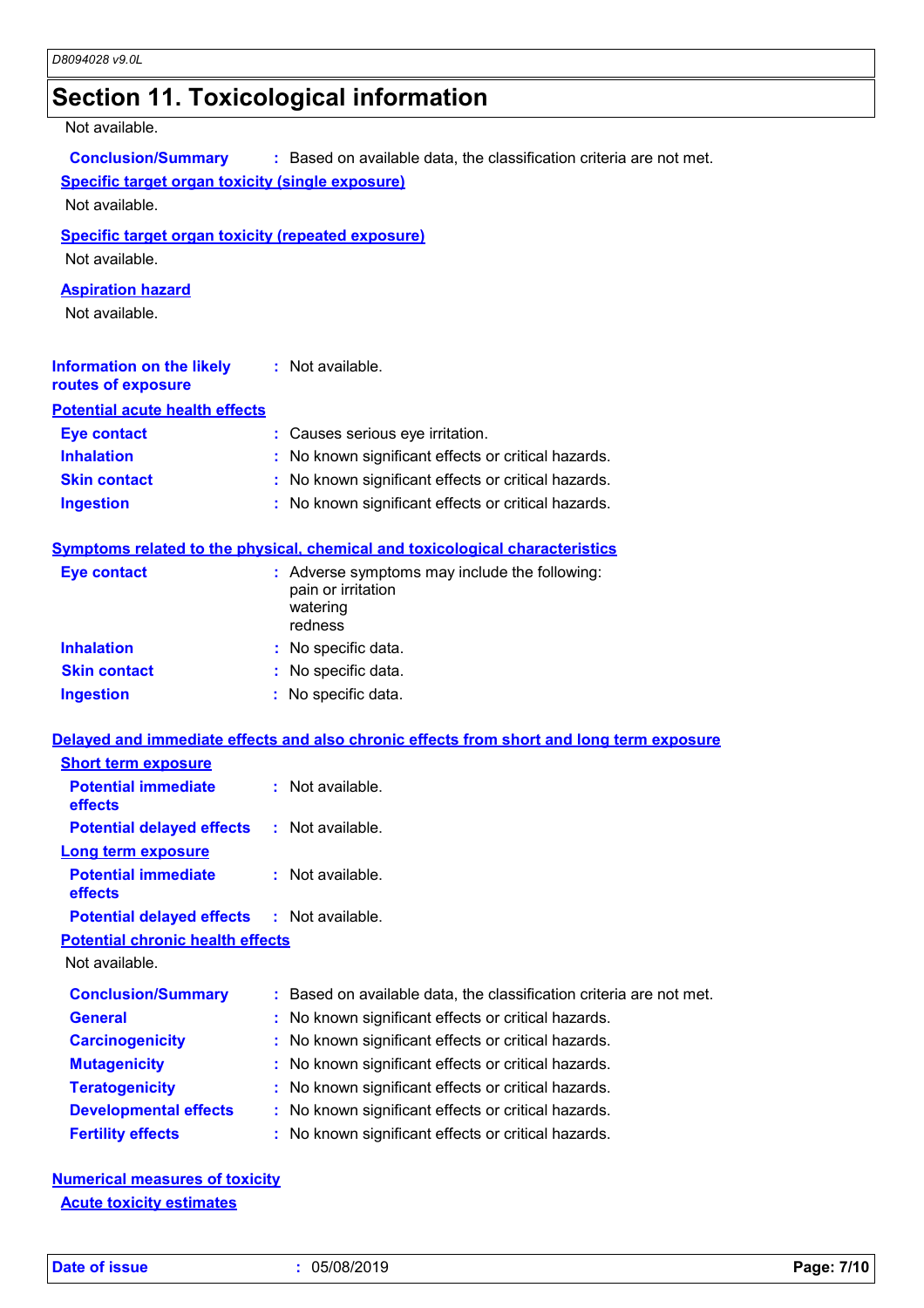# Section 11. Toxicological information

Not available.

**Conclusion/Summary** : Based on available data, the classification criteria are not met.

**Specific target organ toxicity (single exposure)**

Not available.

**Specific target organ toxicity (repeated exposure)**

Not available.

**Aspiration hazard**

Not available.

**Information on the likely routes of exposure** : Not available.

**Potential acute health effects**

| | |
|---|---|
| **Eye contact** | : Causes serious eye irritation. |
| **Inhalation** | : No known significant effects or critical hazards. |
| **Skin contact** | : No known significant effects or critical hazards. |
| **Ingestion** | : No known significant effects or critical hazards. |

**Symptoms related to the physical, chemical and toxicological characteristics**

| | |
|---|---|
| **Eye contact** | : Adverse symptoms may include the following: pain or irritation watering redness |
| **Inhalation** | : No specific data. |
| **Skin contact** | : No specific data. |
| **Ingestion** | : No specific data. |

**Delayed and immediate effects and also chronic effects from short and long term exposure**

**Short term exposure**

| | |
|---|---|
| **Potential immediate effects** | : Not available. |
| **Potential delayed effects** | : Not available. |

**Long term exposure**

| | |
|---|---|
| **Potential immediate effects** | : Not available. |
| **Potential delayed effects** | : Not available. |

**Potential chronic health effects**

Not available.

| | |
|---|---|
| **Conclusion/Summary** | : Based on available data, the classification criteria are not met. |
| **General** | : No known significant effects or critical hazards. |
| **Carcinogenicity** | : No known significant effects or critical hazards. |
| **Mutagenicity** | : No known significant effects or critical hazards. |
| **Teratogenicity** | : No known significant effects or critical hazards. |
| **Developmental effects** | : No known significant effects or critical hazards. |
| **Fertility effects** | : No known significant effects or critical hazards. |

**Numerical measures of toxicity**

**Acute toxicity estimates**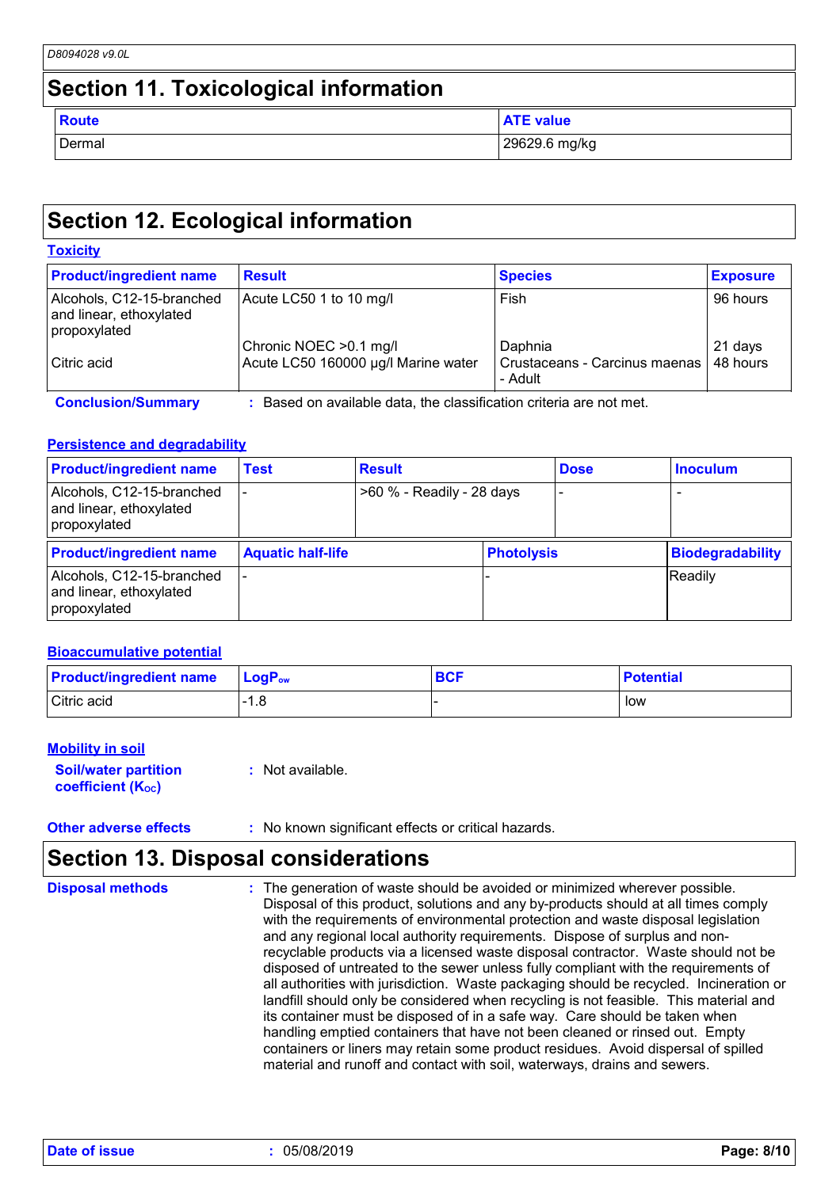## Section 11. Toxicological information

| Route | ATE value |
|---|---|
| Dermal | 29629.6 mg/kg |

## Section 12. Ecological information

### Toxicity

| Product/ingredient name | Result | Species | Exposure |
|---|---|---|---|
| Alcohols, C12-15-branched and linear, ethoxylated propoxylated | Acute LC50 1 to 10 mg/l | Fish | 96 hours |
| | Chronic NOEC >0.1 mg/l | Daphnia | 21 days |
| Citric acid | Acute LC50 160000 µg/l Marine water | Crustaceans - Carcinus maenas - Adult | 48 hours |

**Conclusion/Summary** : Based on available data, the classification criteria are not met.

### Persistence and degradability

| Product/ingredient name | Test | Result | Dose | Inoculum |
|---|---|---|---|---|
| Alcohols, C12-15-branched and linear, ethoxylated propoxylated | - | >60 % - Readily - 28 days | - | - |

| Product/ingredient name | Aquatic half-life | Photolysis | Biodegradability |
|---|---|---|---|
| Alcohols, C12-15-branched and linear, ethoxylated propoxylated | - | - | Readily |

### Bioaccumulative potential

| Product/ingredient name | $LogP_{ow}$ | BCF | Potential |
|---|---|---|---|
| Citric acid | -1.8 | - | low |

### Mobility in soil

**Soil/water partition coefficient ($K_{OC}$)** : Not available.

**Other adverse effects** : No known significant effects or critical hazards.

## Section 13. Disposal considerations

**Disposal methods** : The generation of waste should be avoided or minimized wherever possible. Disposal of this product, solutions and any by-products should at all times comply with the requirements of environmental protection and waste disposal legislation and any regional local authority requirements. Dispose of surplus and non-recyclable products via a licensed waste disposal contractor. Waste should not be disposed of untreated to the sewer unless fully compliant with the requirements of all authorities with jurisdiction. Waste packaging should be recycled. Incineration or landfill should only be considered when recycling is not feasible. This material and its container must be disposed of in a safe way. Care should be taken when handling emptied containers that have not been cleaned or rinsed out. Empty containers or liners may retain some product residues. Avoid dispersal of spilled material and runoff and contact with soil, waterways, drains and sewers.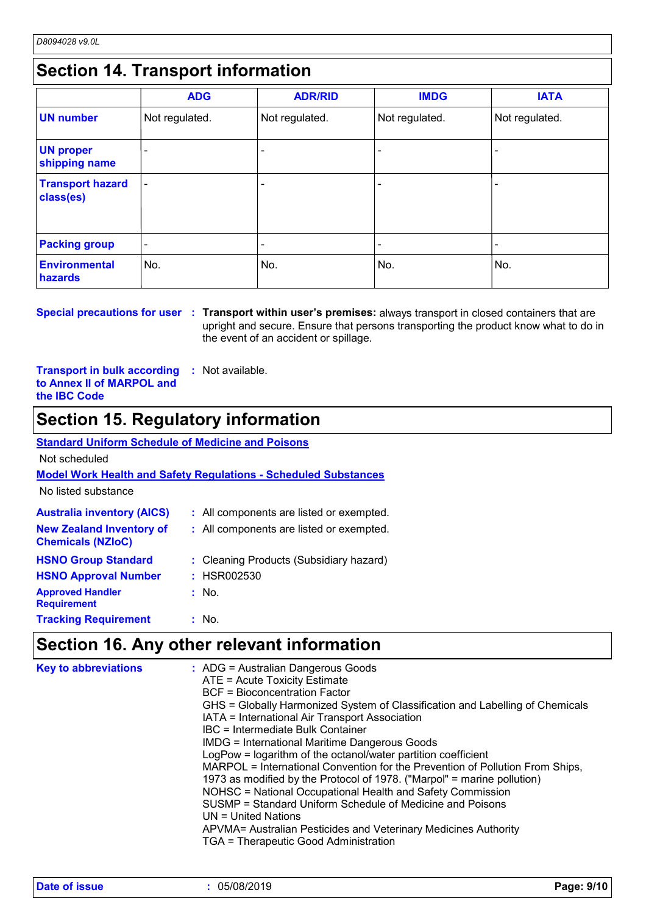## Section 14. Transport information

| | ADG | ADR/RID | IMDG | IATA |
|---|---|---|---|---|
| **UN number** | Not regulated. | Not regulated. | Not regulated. | Not regulated. |
| **UN proper shipping name** | - | - | - | - |
| **Transport hazard class(es)** | - | - | - | - |
| **Packing group** | - | - | - | - |
| **Environmental hazards** | No. | No. | No. | No. |

**Special precautions for user** : **Transport within user's premises:** always transport in closed containers that are upright and secure. Ensure that persons transporting the product know what to do in the event of an accident or spillage.

**Transport in bulk according to Annex II of MARPOL and the IBC Code** : Not available.

## Section 15. Regulatory information

**Standard Uniform Schedule of Medicine and Poisons**

Not scheduled

**Model Work Health and Safety Regulations - Scheduled Substances**

No listed substance

**Australia inventory (AICS)** : All components are listed or exempted.

**New Zealand Inventory of Chemicals (NZIoC)** : All components are listed or exempted.

**HSNO Group Standard** : Cleaning Products (Subsidiary hazard)

**HSNO Approval Number** : HSR002530

**Approved Handler Requirement** : No.

**Tracking Requirement** : No.

## Section 16. Any other relevant information

**Key to abbreviations** :
- ADG = Australian Dangerous Goods
- ATE = Acute Toxicity Estimate
- BCF = Bioconcentration Factor
- GHS = Globally Harmonized System of Classification and Labelling of Chemicals
- IATA = International Air Transport Association
- IBC = Intermediate Bulk Container
- IMDG = International Maritime Dangerous Goods
- LogPow = logarithm of the octanol/water partition coefficient
- MARPOL = International Convention for the Prevention of Pollution From Ships, 1973 as modified by the Protocol of 1978. ("Marpol" = marine pollution)
- NOHSC = National Occupational Health and Safety Commission
- SUSMP = Standard Uniform Schedule of Medicine and Poisons
- UN = United Nations
- APVMA= Australian Pesticides and Veterinary Medicines Authority
- TGA = Therapeutic Good Administration

**Date of issue** : 05/08/2019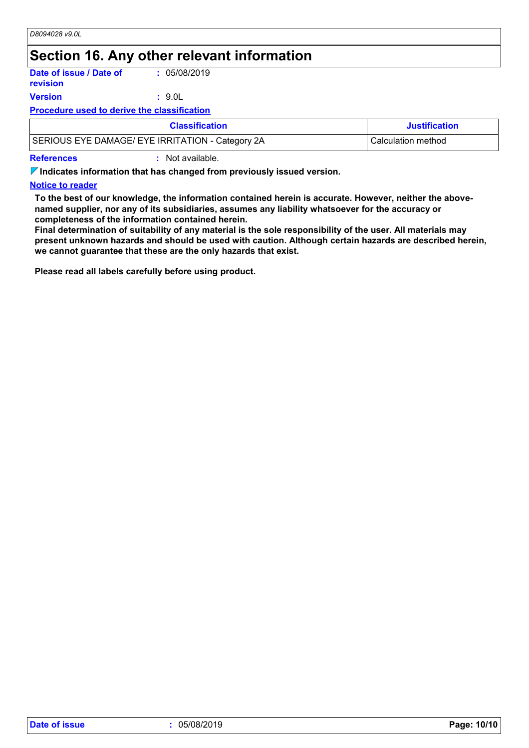## Section 16. Any other relevant information

**Date of issue / Date of revision** : 05/08/2019

**Version** : 9.0L

**Procedure used to derive the classification**

| Classification | Justification |
| --- | --- |
| SERIOUS EYE DAMAGE/ EYE IRRITATION - Category 2A | Calculation method |

**References** : Not available.

**Indicates information that has changed from previously issued version.**

**Notice to reader**

**To the best of our knowledge, the information contained herein is accurate. However, neither the above-named supplier, nor any of its subsidiaries, assumes any liability whatsoever for the accuracy or completeness of the information contained herein.**
**Final determination of suitability of any material is the sole responsibility of the user. All materials may present unknown hazards and should be used with caution. Although certain hazards are described herein, we cannot guarantee that these are the only hazards that exist.**

**Please read all labels carefully before using product.**